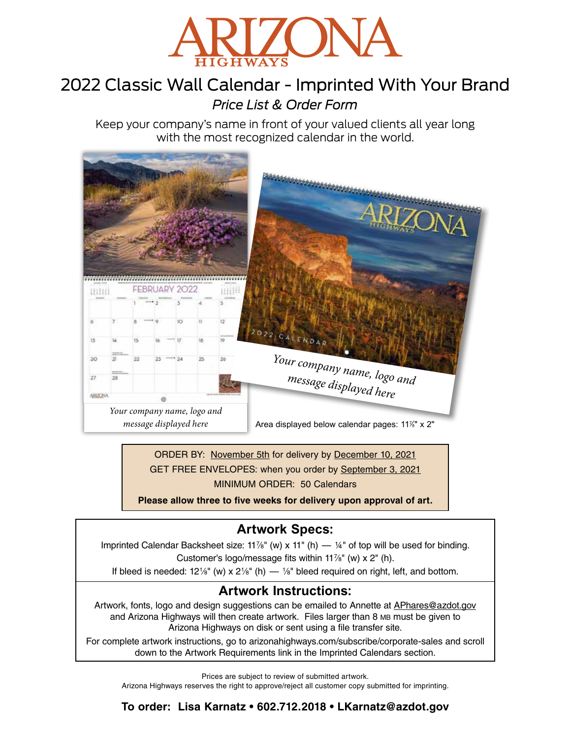# ARIZONA HIGHWAYS

## 2022 Classic Wall Calendar - Imprinted With Your Brand

*Price List & Order Form*

Keep your company's name in front of your valued clients all year long with the most recognized calendar in the world.

*Your company name, logo and message displayed here*

*Your company name, logo and message displayed here*

Area displayed below calendar pages: 11⅞" x 2"

ORDER BY: November 5th for delivery by December 10, 2021
GET FREE ENVELOPES: when you order by September 3, 2021
MINIMUM ORDER: 50 Calendars
**Please allow three to five weeks for delivery upon approval of art.**

### Artwork Specs:

Imprinted Calendar Backsheet size: 11⅞" (w) x 11" (h) — ¼" of top will be used for binding.
Customer's logo/message fits within 11⅞" (w) x 2" (h).
If bleed is needed: 12⅛" (w) x 2⅛" (h) — ⅛" bleed required on right, left, and bottom.

### Artwork Instructions:

Artwork, fonts, logo and design suggestions can be emailed to Annette at APhares@azdot.gov and Arizona Highways will then create artwork. Files larger than 8 MB must be given to Arizona Highways on disk or sent using a file transfer site.

For complete artwork instructions, go to arizonahighways.com/subscribe/corporate-sales and scroll down to the Artwork Requirements link in the Imprinted Calendars section.

Prices are subject to review of submitted artwork.
Arizona Highways reserves the right to approve/reject all customer copy submitted for imprinting.

**To order: Lisa Karnatz • 602.712.2018 • LKarnatz@azdot.gov**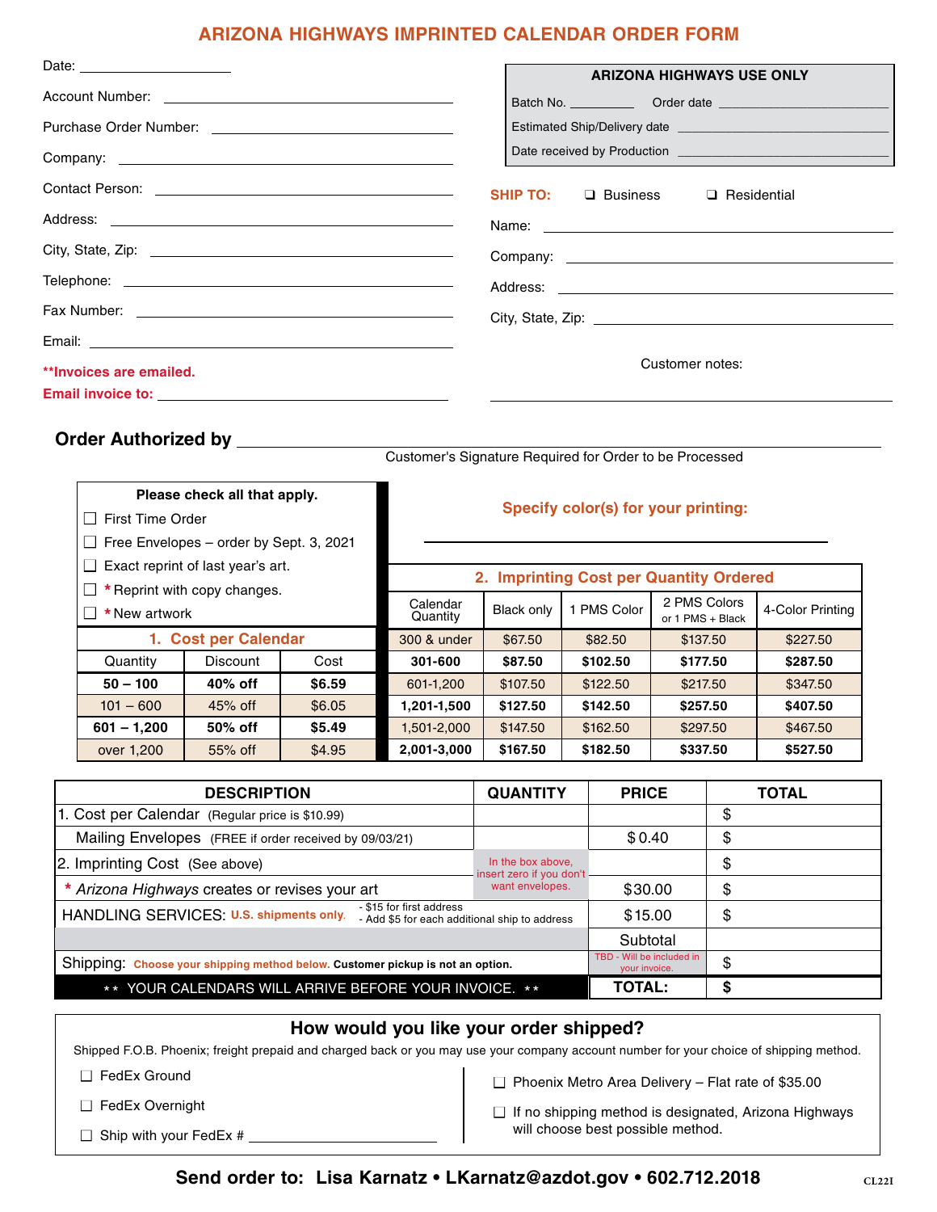# ARIZONA HIGHWAYS IMPRINTED CALENDAR ORDER FORM

Date: ____________________

Account Number: ____________________

Purchase Order Number: ____________________

Company: ____________________

Contact Person: ____________________

Address: ____________________

City, State, Zip: ____________________

Telephone: ____________________

Fax Number: ____________________

Email: ____________________

**\*\*Invoices are emailed.**

**Email invoice to:** ____________________

**ARIZONA HIGHWAYS USE ONLY**

Batch No. ________ Order date ____________________

Estimated Ship/Delivery date ____________________

Date received by Production ____________________

**SHIP TO:** ❑ Business ❑ Residential

Name: ____________________

Company: ____________________

Address: ____________________

City, State, Zip: ____________________

Customer notes:

____________________

**Order Authorized by** ____________________

Customer's Signature Required for Order to be Processed

**Please check all that apply.**

- ☐ First Time Order
- ☐ Free Envelopes – order by Sept. 3, 2021
- ☐ Exact reprint of last year's art.
- ☐ * Reprint with copy changes.
- ☐ * New artwork

**Specify color(s) for your printing:**

____________________

### 1. Cost per Calendar

| Quantity | Discount | Cost |
|---|---|---|
| **50 – 100** | **40% off** | **$6.59** |
| 101 – 600 | 45% off | $6.05 |
| **601 – 1,200** | **50% off** | **$5.49** |
| over 1,200 | 55% off | $4.95 |

### 2. Imprinting Cost per Quantity Ordered

| Calendar Quantity | Black only | 1 PMS Color | 2 PMS Colors or 1 PMS + Black | 4-Color Printing |
|---|---|---|---|---|
| 300 & under | $67.50 | $82.50 | $137.50 | $227.50 |
| **301-600** | **$87.50** | **$102.50** | **$177.50** | **$287.50** |
| 601-1,200 | $107.50 | $122.50 | $217.50 | $347.50 |
| **1,201-1,500** | **$127.50** | **$142.50** | **$257.50** | **$407.50** |
| 1,501-2,000 | $147.50 | $162.50 | $297.50 | $467.50 |
| **2,001-3,000** | **$167.50** | **$182.50** | **$337.50** | **$527.50** |

| DESCRIPTION | QUANTITY | PRICE | TOTAL |
|---|---|---|---|
| 1. Cost per Calendar (Regular price is $10.99) | | | $ |
| Mailing Envelopes (FREE if order received by 09/03/21) | | $ 0.40 | $ |
| 2. Imprinting Cost (See above) | In the box above, insert zero if you don't want envelopes. | | $ |
| * *Arizona Highways* creates or revises your art | | $30.00 | $ |
| HANDLING SERVICES: **U.S. shipments only.** - $15 for first address - Add $5 for each additional ship to address | | $15.00 | $ |
| | | Subtotal | |
| Shipping: **Choose your shipping method below.** **Customer pickup is not an option.** | | TBD - Will be included in your invoice. | $ |
| ** YOUR CALENDARS WILL ARRIVE BEFORE YOUR INVOICE. ** | | **TOTAL:** | **$** |

## How would you like your order shipped?

Shipped F.O.B. Phoenix; freight prepaid and charged back or you may use your company account number for your choice of shipping method.

- ☐ FedEx Ground
- ☐ FedEx Overnight
- ☐ Ship with your FedEx # ____________________
- ☐ Phoenix Metro Area Delivery – Flat rate of $35.00
- ☐ If no shipping method is designated, Arizona Highways will choose best possible method.

**Send order to: Lisa Karnatz • LKarnatz@azdot.gov • 602.712.2018**

CL22I